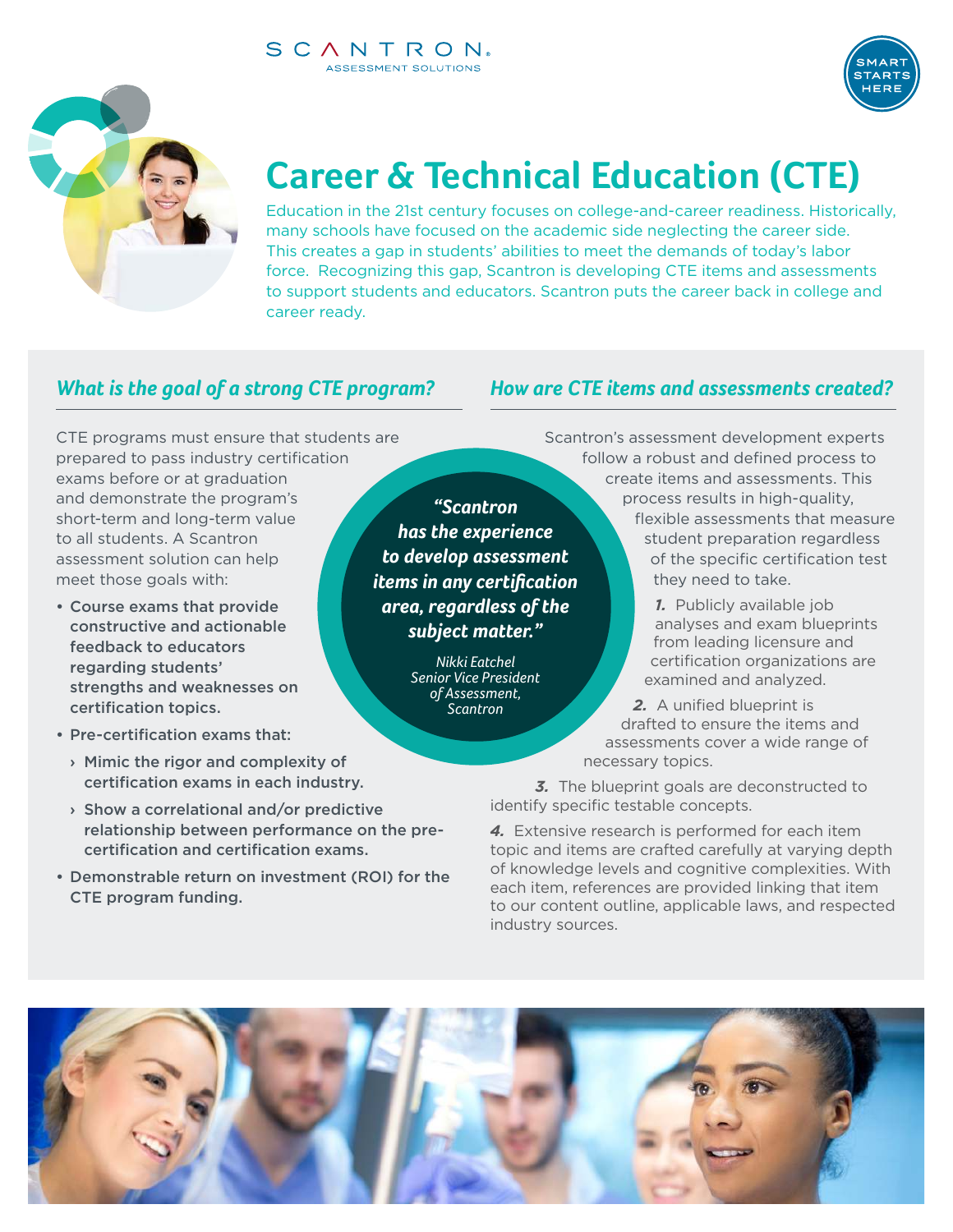SCANTRON ASSESSMENT SOLUTIONS

SMART STARTS HERE

# Career & Technical Education (CTE)

Education in the 21st century focuses on college-and-career readiness. Historically, many schools have focused on the academic side neglecting the career side. This creates a gap in students' abilities to meet the demands of today's labor force. Recognizing this gap, Scantron is developing CTE items and assessments to support students and educators. Scantron puts the career back in college and career ready.

## *What is the goal of a strong CTE program?*

CTE programs must ensure that students are prepared to pass industry certification exams before or at graduation and demonstrate the program's short-term and long-term value to all students. A Scantron assessment solution can help meet those goals with:

- **Course exams that provide constructive and actionable feedback to educators regarding students' strengths and weaknesses on certification topics.**
- **Pre-certification exams that:**
  - **Mimic the rigor and complexity of certification exams in each industry.**
  - **Show a correlational and/or predictive relationship between performance on the pre-certification and certification exams.**
- **Demonstrable return on investment (ROI) for the CTE program funding.**

> ***"Scantron has the experience to develop assessment items in any certification area, regardless of the subject matter."***
>
> *Nikki Eatchel*
> *Senior Vice President of Assessment, Scantron*

## *How are CTE items and assessments created?*

Scantron's assessment development experts follow a robust and defined process to create items and assessments. This process results in high-quality, flexible assessments that measure student preparation regardless of the specific certification test they need to take.

***1.*** Publicly available job analyses and exam blueprints from leading licensure and certification organizations are examined and analyzed.

***2.*** A unified blueprint is drafted to ensure the items and assessments cover a wide range of necessary topics.

***3.*** The blueprint goals are deconstructed to identify specific testable concepts.

***4.*** Extensive research is performed for each item topic and items are crafted carefully at varying depth of knowledge levels and cognitive complexities. With each item, references are provided linking that item to our content outline, applicable laws, and respected industry sources.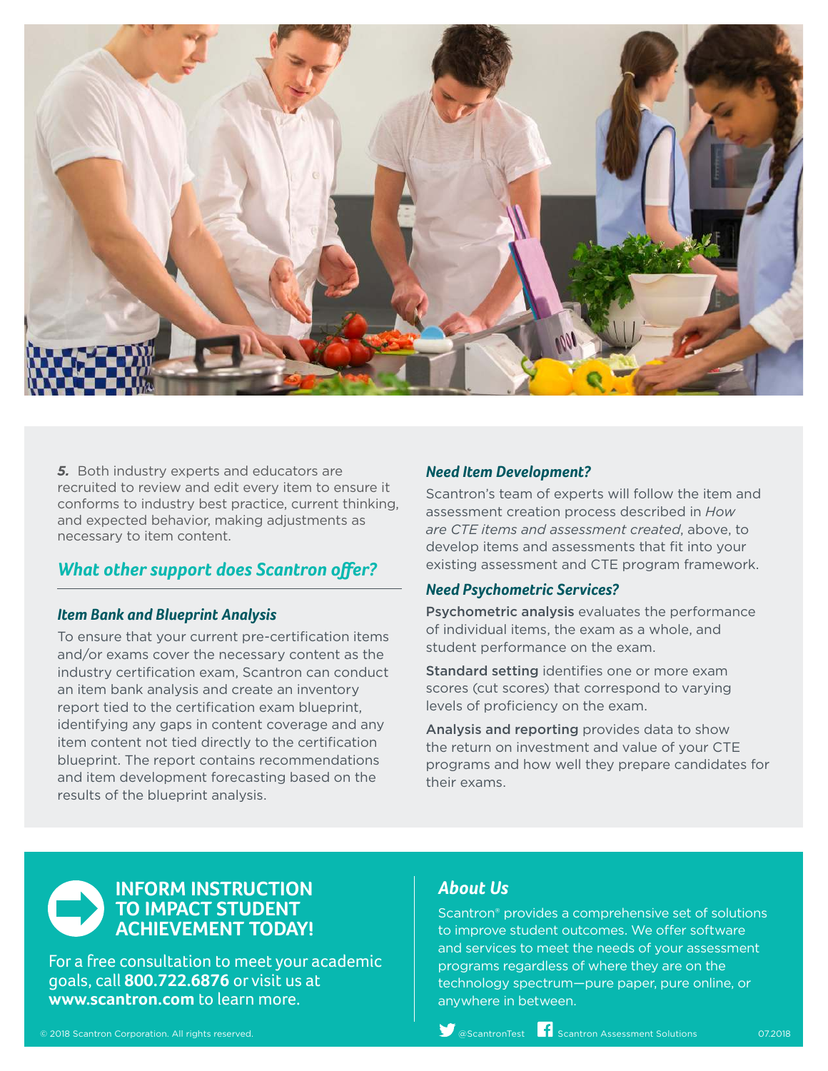*5.* Both industry experts and educators are recruited to review and edit every item to ensure it conforms to industry best practice, current thinking, and expected behavior, making adjustments as necessary to item content.

## What other support does Scantron offer?

### Item Bank and Blueprint Analysis

To ensure that your current pre-certification items and/or exams cover the necessary content as the industry certification exam, Scantron can conduct an item bank analysis and create an inventory report tied to the certification exam blueprint, identifying any gaps in content coverage and any item content not tied directly to the certification blueprint. The report contains recommendations and item development forecasting based on the results of the blueprint analysis.

### Need Item Development?

Scantron's team of experts will follow the item and assessment creation process described in *How are CTE items and assessment created*, above, to develop items and assessments that fit into your existing assessment and CTE program framework.

### Need Psychometric Services?

**Psychometric analysis** evaluates the performance of individual items, the exam as a whole, and student performance on the exam.

**Standard setting** identifies one or more exam scores (cut scores) that correspond to varying levels of proficiency on the exam.

**Analysis and reporting** provides data to show the return on investment and value of your CTE programs and how well they prepare candidates for their exams.

## INFORM INSTRUCTION TO IMPACT STUDENT ACHIEVEMENT TODAY!

For a free consultation to meet your academic goals, call **800.722.6876** or visit us at **www.scantron.com** to learn more.

## About Us

Scantron® provides a comprehensive set of solutions to improve student outcomes. We offer software and services to meet the needs of your assessment programs regardless of where they are on the technology spectrum—pure paper, pure online, or anywhere in between.

© 2018 Scantron Corporation. All rights reserved.

@ScantronTest Scantron Assessment Solutions

07.2018